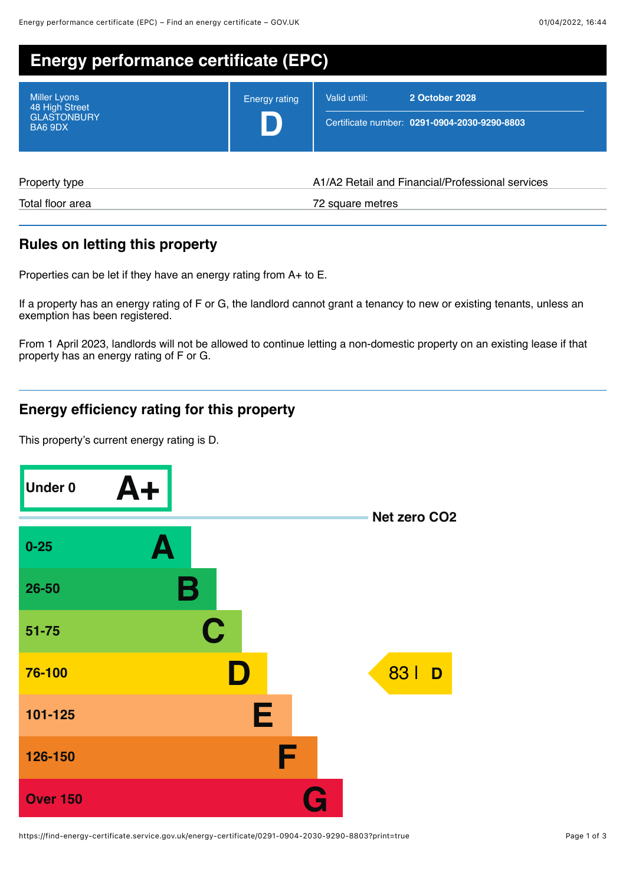# Energy performance certificate (EPC)

Miller Lyons
48 High Street
GLASTONBURY
BA6 9DX

Energy rating

**D**

Valid until: **2 October 2028**

Certificate number: **0291-0904-2030-9290-8803**

| | |
|---|---|
| Property type | A1/A2 Retail and Financial/Professional services |
| Total floor area | 72 square metres |

## Rules on letting this property

Properties can be let if they have an energy rating from A+ to E.

If a property has an energy rating of F or G, the landlord cannot grant a tenancy to new or existing tenants, unless an exemption has been registered.

From 1 April 2023, landlords will not be allowed to continue letting a non-domestic property on an existing lease if that property has an energy rating of F or G.

## Energy efficiency rating for this property

This property's current energy rating is D.

Under 0 A+

Net zero CO2

0-25 A

26-50 B

51-75 C

76-100 D

101-125 E

126-150 F

Over 150 G

83 | D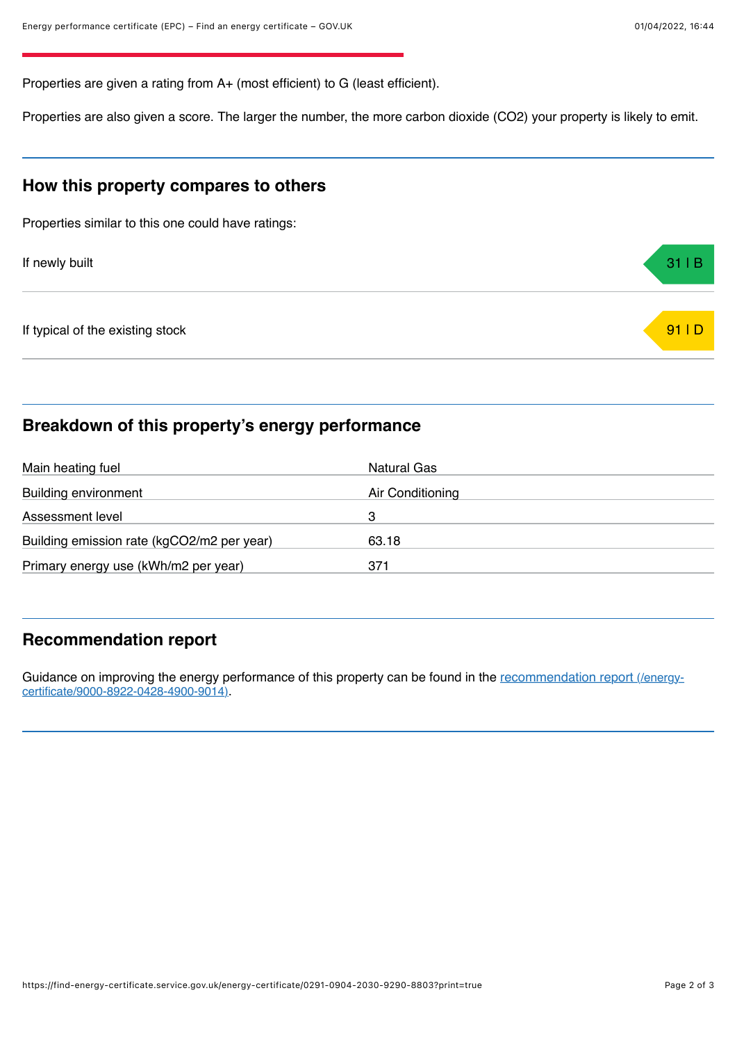Properties are given a rating from A+ (most efficient) to G (least efficient).

Properties are also given a score. The larger the number, the more carbon dioxide (CO2) your property is likely to emit.

## How this property compares to others

Properties similar to this one could have ratings:

| | |
|---|---|
| If newly built | 31 I B |
| If typical of the existing stock | 91 I D |

## Breakdown of this property's energy performance

| | |
|---|---|
| Main heating fuel | Natural Gas |
| Building environment | Air Conditioning |
| Assessment level | 3 |
| Building emission rate (kgCO2/m2 per year) | 63.18 |
| Primary energy use (kWh/m2 per year) | 371 |

## Recommendation report

Guidance on improving the energy performance of this property can be found in the [recommendation report (/energy-certificate/9000-8922-0428-4900-9014)](/energy-certificate/9000-8922-0428-4900-9014).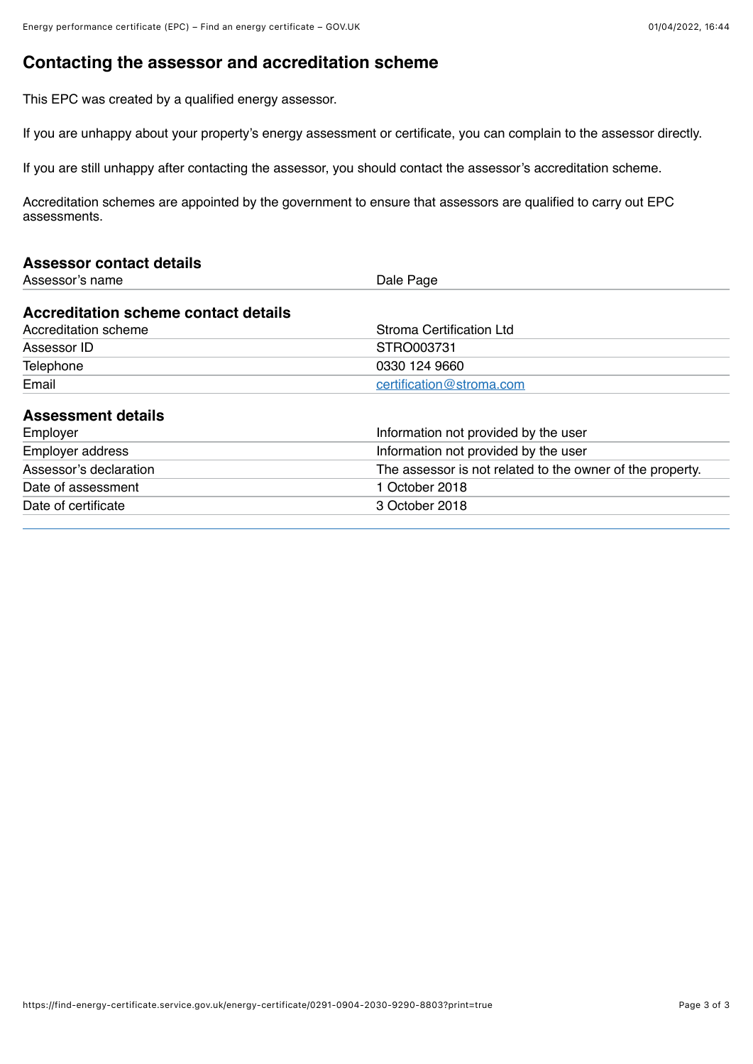## Contacting the assessor and accreditation scheme

This EPC was created by a qualified energy assessor.

If you are unhappy about your property's energy assessment or certificate, you can complain to the assessor directly.

If you are still unhappy after contacting the assessor, you should contact the assessor's accreditation scheme.

Accreditation schemes are appointed by the government to ensure that assessors are qualified to carry out EPC assessments.

### Assessor contact details

| | |
|---|---|
| Assessor's name | Dale Page |

### Accreditation scheme contact details

| | |
|---|---|
| Accreditation scheme | Stroma Certification Ltd |
| Assessor ID | STRO003731 |
| Telephone | 0330 124 9660 |
| Email | certification@stroma.com |

### Assessment details

| | |
|---|---|
| Employer | Information not provided by the user |
| Employer address | Information not provided by the user |
| Assessor's declaration | The assessor is not related to the owner of the property. |
| Date of assessment | 1 October 2018 |
| Date of certificate | 3 October 2018 |